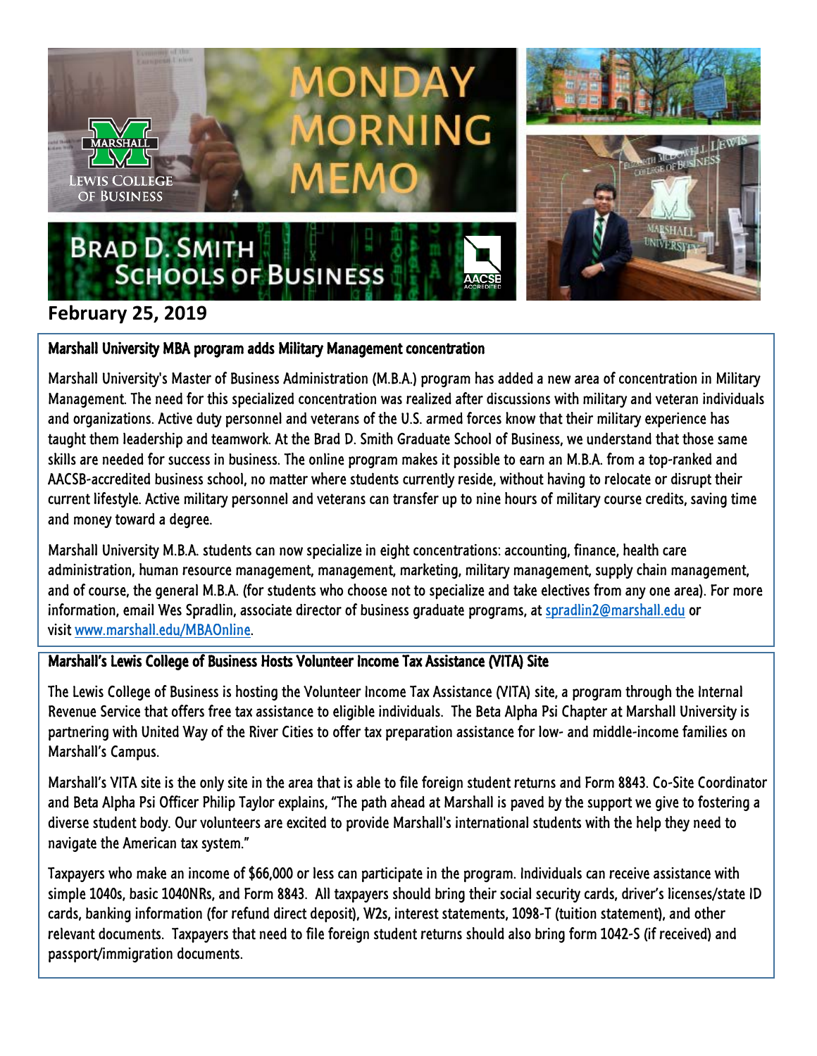# Monday Morning Memo

Marshall Lewis College of Business

Brad D. Smith Schools of Business

**February 25, 2019**

## Marshall University MBA program adds Military Management concentration

Marshall University's Master of Business Administration (M.B.A.) program has added a new area of concentration in Military Management. The need for this specialized concentration was realized after discussions with military and veteran individuals and organizations. Active duty personnel and veterans of the U.S. armed forces know that their military experience has taught them leadership and teamwork. At the Brad D. Smith Graduate School of Business, we understand that those same skills are needed for success in business. The online program makes it possible to earn an M.B.A. from a top-ranked and AACSB-accredited business school, no matter where students currently reside, without having to relocate or disrupt their current lifestyle. Active military personnel and veterans can transfer up to nine hours of military course credits, saving time and money toward a degree.

Marshall University M.B.A. students can now specialize in eight concentrations: accounting, finance, health care administration, human resource management, management, marketing, military management, supply chain management, and of course, the general M.B.A. (for students who choose not to specialize and take electives from any one area). For more information, email Wes Spradlin, associate director of business graduate programs, at spradlin2@marshall.edu or visit www.marshall.edu/MBAOnline.

## Marshall's Lewis College of Business Hosts Volunteer Income Tax Assistance (VITA) Site

The Lewis College of Business is hosting the Volunteer Income Tax Assistance (VITA) site, a program through the Internal Revenue Service that offers free tax assistance to eligible individuals. The Beta Alpha Psi Chapter at Marshall University is partnering with United Way of the River Cities to offer tax preparation assistance for low- and middle-income families on Marshall's Campus.

Marshall's VITA site is the only site in the area that is able to file foreign student returns and Form 8843. Co-Site Coordinator and Beta Alpha Psi Officer Philip Taylor explains, "The path ahead at Marshall is paved by the support we give to fostering a diverse student body. Our volunteers are excited to provide Marshall's international students with the help they need to navigate the American tax system."

Taxpayers who make an income of $66,000 or less can participate in the program. Individuals can receive assistance with simple 1040s, basic 1040NRs, and Form 8843. All taxpayers should bring their social security cards, driver's licenses/state ID cards, banking information (for refund direct deposit), W2s, interest statements, 1098-T (tuition statement), and other relevant documents. Taxpayers that need to file foreign student returns should also bring form 1042-S (if received) and passport/immigration documents.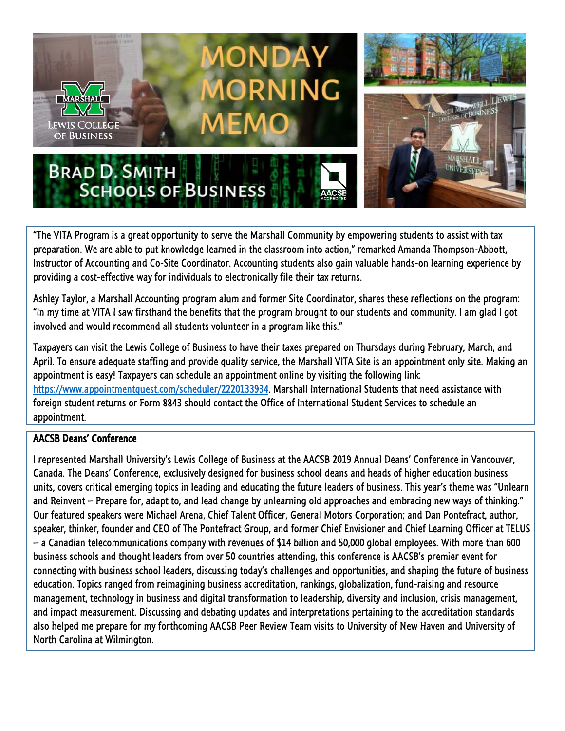"The VITA Program is a great opportunity to serve the Marshall Community by empowering students to assist with tax preparation. We are able to put knowledge learned in the classroom into action," remarked Amanda Thompson-Abbott, Instructor of Accounting and Co-Site Coordinator. Accounting students also gain valuable hands-on learning experience by providing a cost-effective way for individuals to electronically file their tax returns.

Ashley Taylor, a Marshall Accounting program alum and former Site Coordinator, shares these reflections on the program: "In my time at VITA I saw firsthand the benefits that the program brought to our students and community. I am glad I got involved and would recommend all students volunteer in a program like this."

Taxpayers can visit the Lewis College of Business to have their taxes prepared on Thursdays during February, March, and April. To ensure adequate staffing and provide quality service, the Marshall VITA Site is an appointment only site. Making an appointment is easy! Taxpayers can schedule an appointment online by visiting the following link: https://www.appointmentquest.com/scheduler/2220133934. Marshall International Students that need assistance with foreign student returns or Form 8843 should contact the Office of International Student Services to schedule an appointment.

## AACSB Deans' Conference

I represented Marshall University's Lewis College of Business at the AACSB 2019 Annual Deans' Conference in Vancouver, Canada. The Deans' Conference, exclusively designed for business school deans and heads of higher education business units, covers critical emerging topics in leading and educating the future leaders of business. This year's theme was "Unlearn and Reinvent – Prepare for, adapt to, and lead change by unlearning old approaches and embracing new ways of thinking." Our featured speakers were Michael Arena, Chief Talent Officer, General Motors Corporation; and Dan Pontefract, author, speaker, thinker, founder and CEO of The Pontefract Group, and former Chief Envisioner and Chief Learning Officer at TELUS – a Canadian telecommunications company with revenues of $14 billion and 50,000 global employees. With more than 600 business schools and thought leaders from over 50 countries attending, this conference is AACSB's premier event for connecting with business school leaders, discussing today's challenges and opportunities, and shaping the future of business education. Topics ranged from reimagining business accreditation, rankings, globalization, fund-raising and resource management, technology in business and digital transformation to leadership, diversity and inclusion, crisis management, and impact measurement. Discussing and debating updates and interpretations pertaining to the accreditation standards also helped me prepare for my forthcoming AACSB Peer Review Team visits to University of New Haven and University of North Carolina at Wilmington.